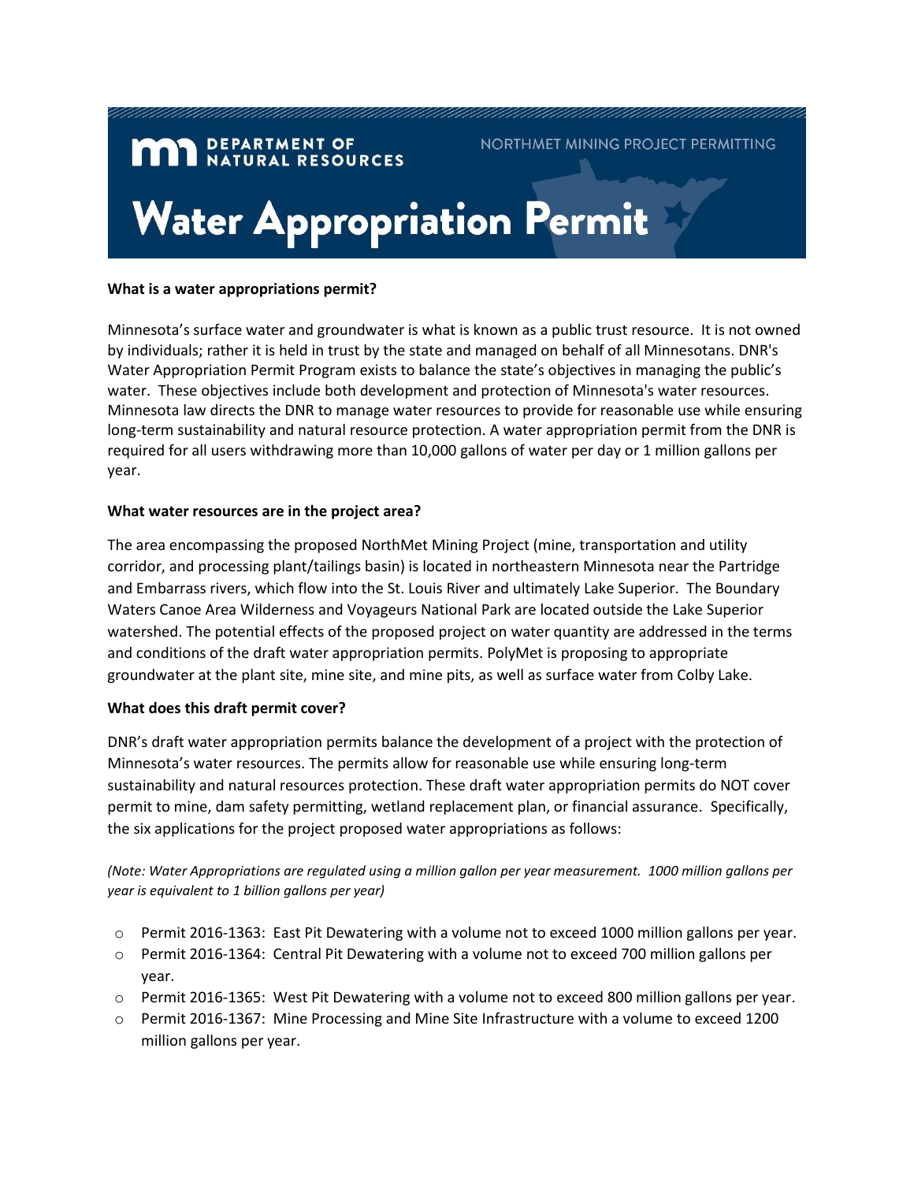DEPARTMENT OF NATURAL RESOURCES

NORTHMET MINING PROJECT PERMITTING

# Water Appropriation Permit

**What is a water appropriations permit?**

Minnesota's surface water and groundwater is what is known as a public trust resource. It is not owned by individuals; rather it is held in trust by the state and managed on behalf of all Minnesotans. DNR's Water Appropriation Permit Program exists to balance the state's objectives in managing the public's water. These objectives include both development and protection of Minnesota's water resources. Minnesota law directs the DNR to manage water resources to provide for reasonable use while ensuring long-term sustainability and natural resource protection. A water appropriation permit from the DNR is required for all users withdrawing more than 10,000 gallons of water per day or 1 million gallons per year.

**What water resources are in the project area?**

The area encompassing the proposed NorthMet Mining Project (mine, transportation and utility corridor, and processing plant/tailings basin) is located in northeastern Minnesota near the Partridge and Embarrass rivers, which flow into the St. Louis River and ultimately Lake Superior. The Boundary Waters Canoe Area Wilderness and Voyageurs National Park are located outside the Lake Superior watershed. The potential effects of the proposed project on water quantity are addressed in the terms and conditions of the draft water appropriation permits. PolyMet is proposing to appropriate groundwater at the plant site, mine site, and mine pits, as well as surface water from Colby Lake.

**What does this draft permit cover?**

DNR's draft water appropriation permits balance the development of a project with the protection of Minnesota's water resources. The permits allow for reasonable use while ensuring long-term sustainability and natural resources protection. These draft water appropriation permits do NOT cover permit to mine, dam safety permitting, wetland replacement plan, or financial assurance. Specifically, the six applications for the project proposed water appropriations as follows:

*(Note: Water Appropriations are regulated using a million gallon per year measurement. 1000 million gallons per year is equivalent to 1 billion gallons per year)*

- Permit 2016-1363: East Pit Dewatering with a volume not to exceed 1000 million gallons per year.
- Permit 2016-1364: Central Pit Dewatering with a volume not to exceed 700 million gallons per year.
- Permit 2016-1365: West Pit Dewatering with a volume not to exceed 800 million gallons per year.
- Permit 2016-1367: Mine Processing and Mine Site Infrastructure with a volume to exceed 1200 million gallons per year.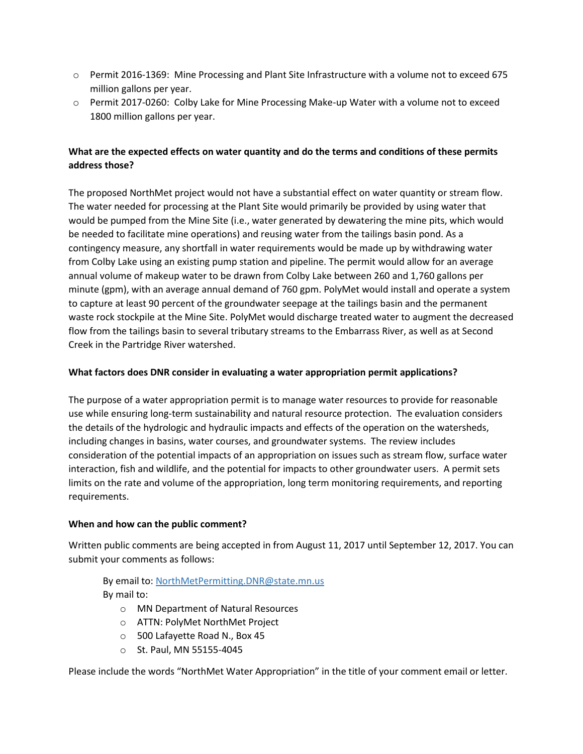- Permit 2016-1369: Mine Processing and Plant Site Infrastructure with a volume not to exceed 675 million gallons per year.
- Permit 2017-0260: Colby Lake for Mine Processing Make-up Water with a volume not to exceed 1800 million gallons per year.

**What are the expected effects on water quantity and do the terms and conditions of these permits address those?**

The proposed NorthMet project would not have a substantial effect on water quantity or stream flow. The water needed for processing at the Plant Site would primarily be provided by using water that would be pumped from the Mine Site (i.e., water generated by dewatering the mine pits, which would be needed to facilitate mine operations) and reusing water from the tailings basin pond. As a contingency measure, any shortfall in water requirements would be made up by withdrawing water from Colby Lake using an existing pump station and pipeline. The permit would allow for an average annual volume of makeup water to be drawn from Colby Lake between 260 and 1,760 gallons per minute (gpm), with an average annual demand of 760 gpm. PolyMet would install and operate a system to capture at least 90 percent of the groundwater seepage at the tailings basin and the permanent waste rock stockpile at the Mine Site. PolyMet would discharge treated water to augment the decreased flow from the tailings basin to several tributary streams to the Embarrass River, as well as at Second Creek in the Partridge River watershed.

**What factors does DNR consider in evaluating a water appropriation permit applications?**

The purpose of a water appropriation permit is to manage water resources to provide for reasonable use while ensuring long-term sustainability and natural resource protection. The evaluation considers the details of the hydrologic and hydraulic impacts and effects of the operation on the watersheds, including changes in basins, water courses, and groundwater systems. The review includes consideration of the potential impacts of an appropriation on issues such as stream flow, surface water interaction, fish and wildlife, and the potential for impacts to other groundwater users. A permit sets limits on the rate and volume of the appropriation, long term monitoring requirements, and reporting requirements.

**When and how can the public comment?**

Written public comments are being accepted in from August 11, 2017 until September 12, 2017. You can submit your comments as follows:

By email to: NorthMetPermitting.DNR@state.mn.us
By mail to:

- MN Department of Natural Resources
- ATTN: PolyMet NorthMet Project
- 500 Lafayette Road N., Box 45
- St. Paul, MN 55155-4045

Please include the words "NorthMet Water Appropriation" in the title of your comment email or letter.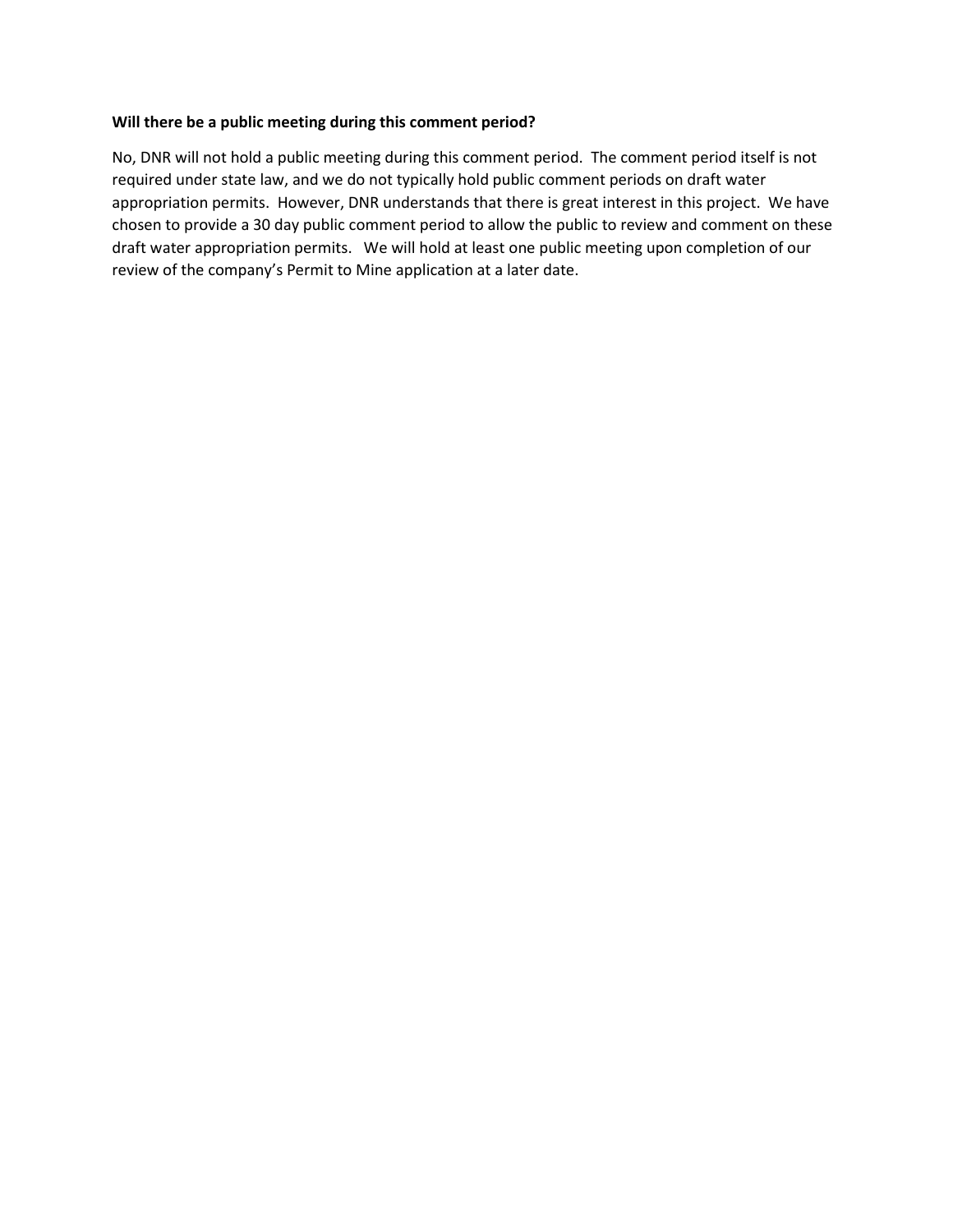**Will there be a public meeting during this comment period?**

No, DNR will not hold a public meeting during this comment period. The comment period itself is not required under state law, and we do not typically hold public comment periods on draft water appropriation permits. However, DNR understands that there is great interest in this project. We have chosen to provide a 30 day public comment period to allow the public to review and comment on these draft water appropriation permits. We will hold at least one public meeting upon completion of our review of the company's Permit to Mine application at a later date.